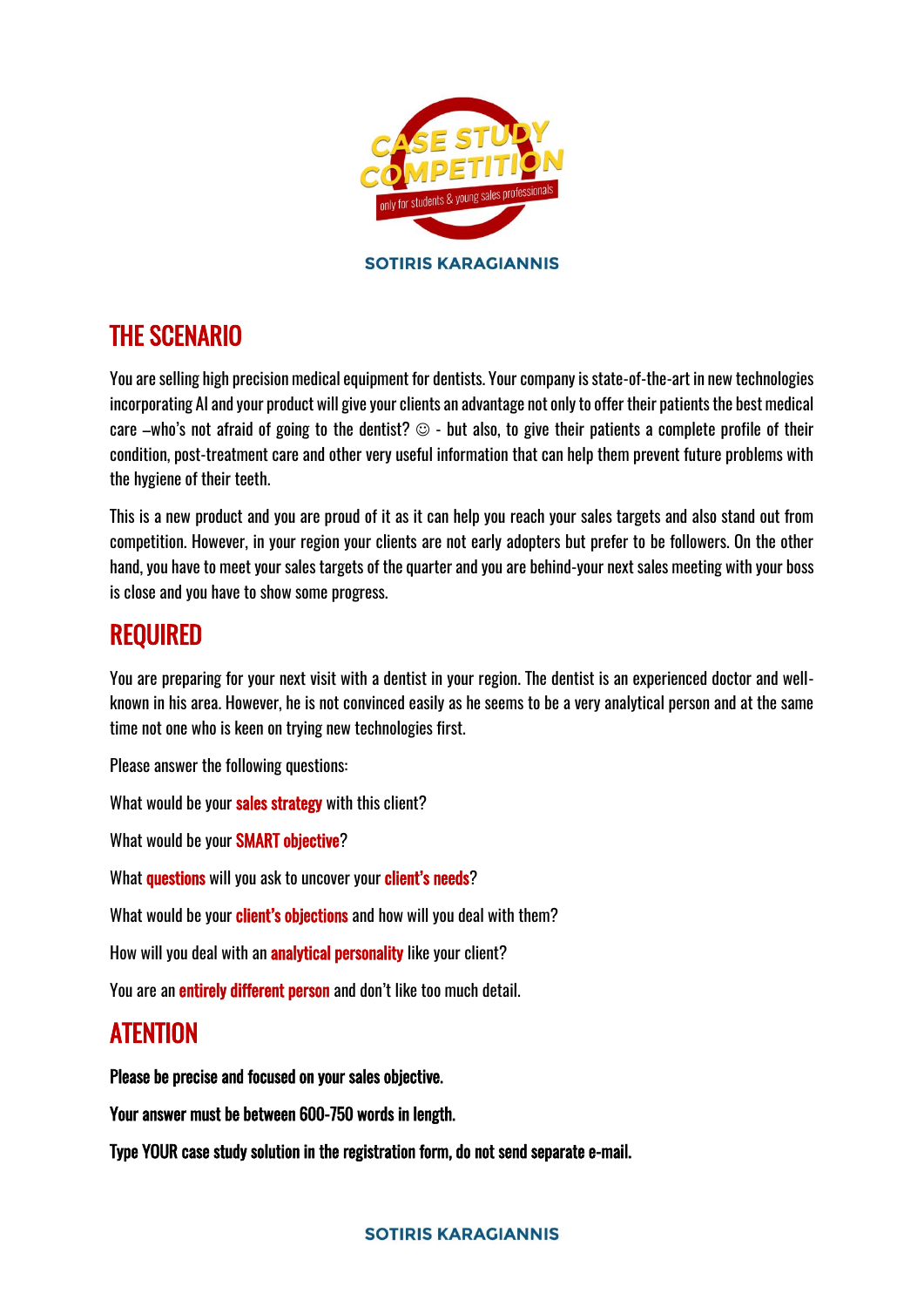# THE SCENARIO

You are selling high precision medical equipment for dentists. Your company is state-of-the-art in new technologies incorporating AI and your product will give your clients an advantage not only to offer their patients the best medical care –who's not afraid of going to the dentist? ☺ - but also, to give their patients a complete profile of their condition, post-treatment care and other very useful information that can help them prevent future problems with the hygiene of their teeth.

This is a new product and you are proud of it as it can help you reach your sales targets and also stand out from competition. However, in your region your clients are not early adopters but prefer to be followers. On the other hand, you have to meet your sales targets of the quarter and you are behind-your next sales meeting with your boss is close and you have to show some progress.

# REQUIRED

You are preparing for your next visit with a dentist in your region. The dentist is an experienced doctor and well-known in his area. However, he is not convinced easily as he seems to be a very analytical person and at the same time not one who is keen on trying new technologies first.

Please answer the following questions:

What would be your **sales strategy** with this client?

What would be your **SMART objective**?

What **questions** will you ask to uncover your **client's needs**?

What would be your **client's objections** and how will you deal with them?

How will you deal with an **analytical personality** like your client?

You are an **entirely different person** and don't like too much detail.

# ATENTION

**Please be precise and focused on your sales objective.**

**Your answer must be between 600-750 words in length.**

**Type YOUR case study solution in the registration form, do not send separate e-mail.**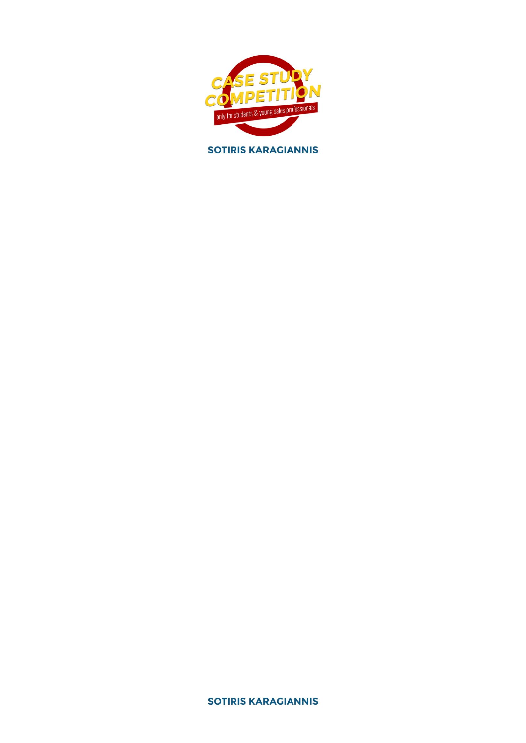CASE STUDY COMPETITION

only for students & young sales professionals

SOTIRIS KARAGIANNIS